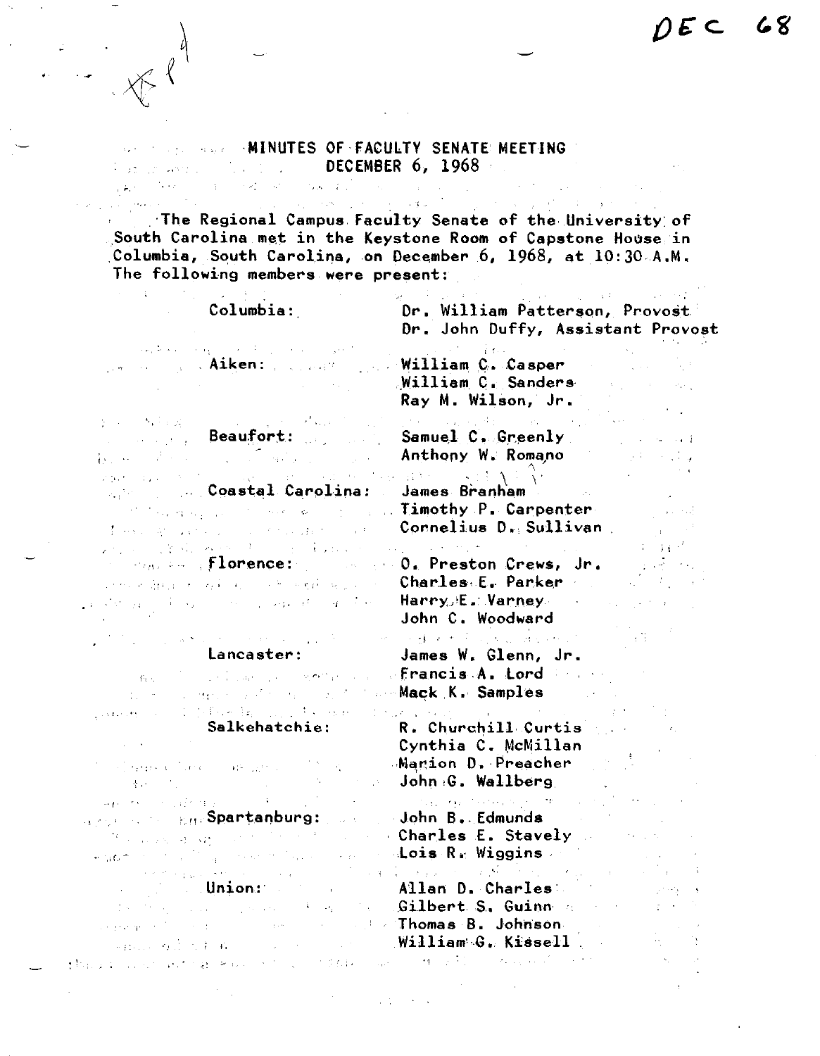DEC 68

# MINUTES OF FACULTY SENATE MEETING
## DECEMBER 6, 1968

The Regional Campus Faculty Senate of the University of South Carolina met in the Keystone Room of Capstone House in Columbia, South Carolina, on December 6, 1968, at 10:30 A.M. The following members were present:

| | |
|---|---|
| Columbia: | Dr. William Patterson, Provost<br>Dr. John Duffy, Assistant Provost |
| Aiken: | William C. Casper<br>William C. Sanders<br>Ray M. Wilson, Jr. |
| Beaufort: | Samuel C. Greenly<br>Anthony W. Romano |
| Coastal Carolina: | James Branham<br>Timothy P. Carpenter<br>Cornelius D. Sullivan |
| Florence: | O. Preston Crews, Jr.<br>Charles E. Parker<br>Harry E. Varney<br>John C. Woodward |
| Lancaster: | James W. Glenn, Jr.<br>Francis A. Lord<br>Mack K. Samples |
| Salkehatchie: | R. Churchill Curtis<br>Cynthia C. McMillan<br>Marion D. Preacher<br>John G. Wallberg |
| Spartanburg: | John B. Edmunds<br>Charles E. Stavely<br>Lois R. Wiggins |
| Union: | Allan D. Charles<br>Gilbert S. Guinn<br>Thomas B. Johnson<br>William G. Kissell |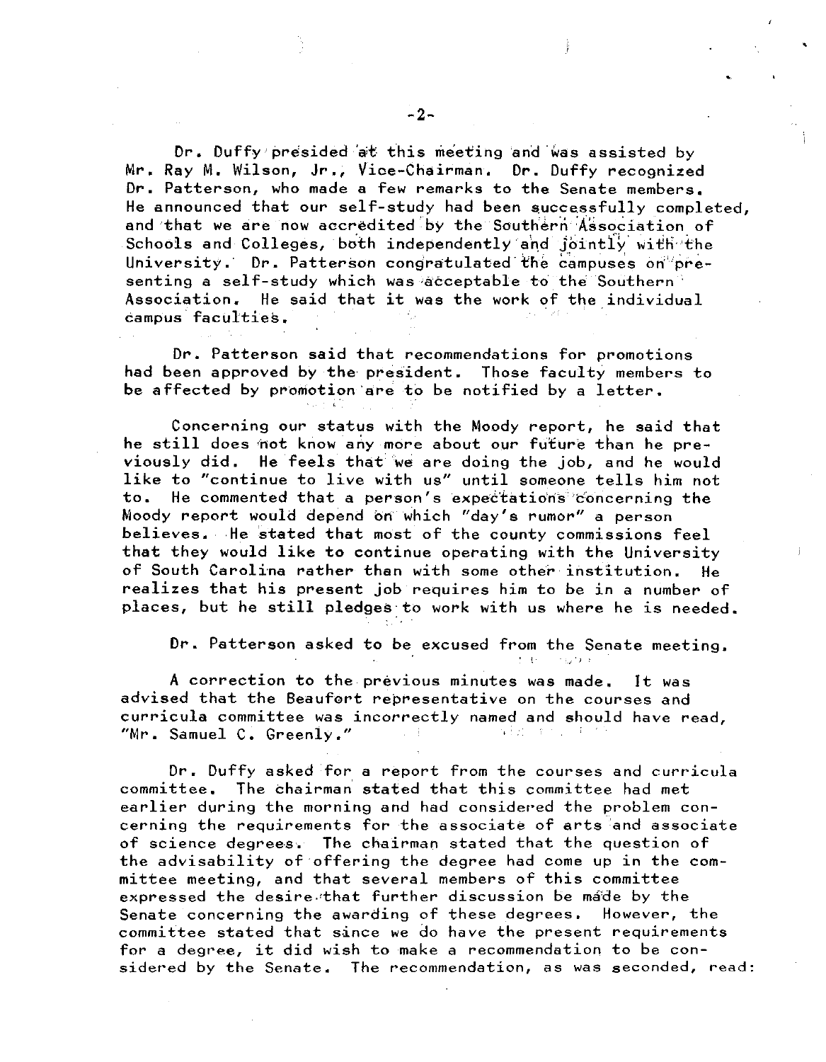Dr. Duffy presided at this meeting and was assisted by Mr. Ray M. Wilson, Jr., Vice-Chairman. Dr. Duffy recognized Dr. Patterson, who made a few remarks to the Senate members. He announced that our self-study had been successfully completed, and that we are now accredited by the Southern Association of Schools and Colleges, both independently and jointly with the University. Dr. Patterson congratulated the campuses on presenting a self-study which was acceptable to the Southern Association. He said that it was the work of the individual campus faculties.

Dr. Patterson said that recommendations for promotions had been approved by the president. Those faculty members to be affected by promotion are to be notified by a letter.

Concerning our status with the Moody report, he said that he still does not know any more about our future than he previously did. He feels that we are doing the job, and he would like to "continue to live with us" until someone tells him not to. He commented that a person's expectations concerning the Moody report would depend on which "day's rumor" a person believes. He stated that most of the county commissions feel that they would like to continue operating with the University of South Carolina rather than with some other institution. He realizes that his present job requires him to be in a number of places, but he still pledges to work with us where he is needed.

Dr. Patterson asked to be excused from the Senate meeting.

A correction to the previous minutes was made. It was advised that the Beaufort representative on the courses and curricula committee was incorrectly named and should have read, "Mr. Samuel C. Greenly."

Dr. Duffy asked for a report from the courses and curricula committee. The chairman stated that this committee had met earlier during the morning and had considered the problem concerning the requirements for the associate of arts and associate of science degrees. The chairman stated that the question of the advisability of offering the degree had come up in the committee meeting, and that several members of this committee expressed the desire that further discussion be made by the Senate concerning the awarding of these degrees. However, the committee stated that since we do have the present requirements for a degree, it did wish to make a recommendation to be considered by the Senate. The recommendation, as was seconded, read: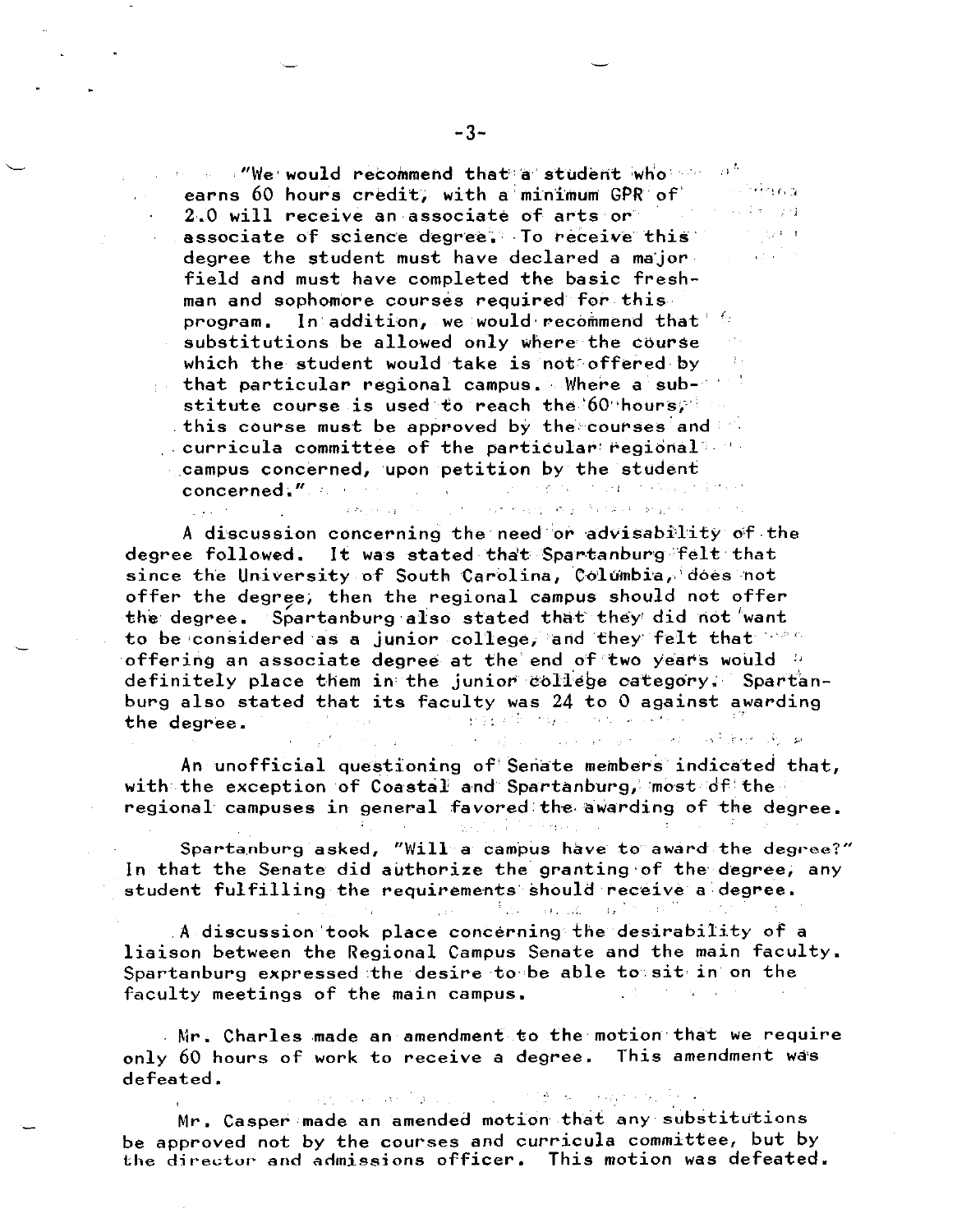> "We would recommend that a student who earns 60 hours credit, with a minimum GPR of 2.0 will receive an associate of arts or associate of science degree. To receive this degree the student must have declared a major field and must have completed the basic freshman and sophomore courses required for this program. In addition, we would recommend that substitutions be allowed only where the course which the student would take is not offered by that particular regional campus. Where a substitute course is used to reach the 60 hours, this course must be approved by the courses and curricula committee of the particular regional campus concerned, upon petition by the student concerned."

A discussion concerning the need or advisability of the degree followed. It was stated that Spartanburg felt that since the University of South Carolina, Columbia, does not offer the degree, then the regional campus should not offer the degree. Spartanburg also stated that they did not want to be considered as a junior college, and they felt that offering an associate degree at the end of two years would definitely place them in the junior college category. Spartanburg also stated that its faculty was 24 to 0 against awarding the degree.

An unofficial questioning of Senate members indicated that, with the exception of Coastal and Spartanburg, most of the regional campuses in general favored the awarding of the degree.

Spartanburg asked, "Will a campus have to award the degree?" In that the Senate did authorize the granting of the degree, any student fulfilling the requirements should receive a degree.

A discussion took place concerning the desirability of a liaison between the Regional Campus Senate and the main faculty. Spartanburg expressed the desire to be able to sit in on the faculty meetings of the main campus.

Mr. Charles made an amendment to the motion that we require only 60 hours of work to receive a degree. This amendment was defeated.

Mr. Casper made an amended motion that any substitutions be approved not by the courses and curricula committee, but by the director and admissions officer. This motion was defeated.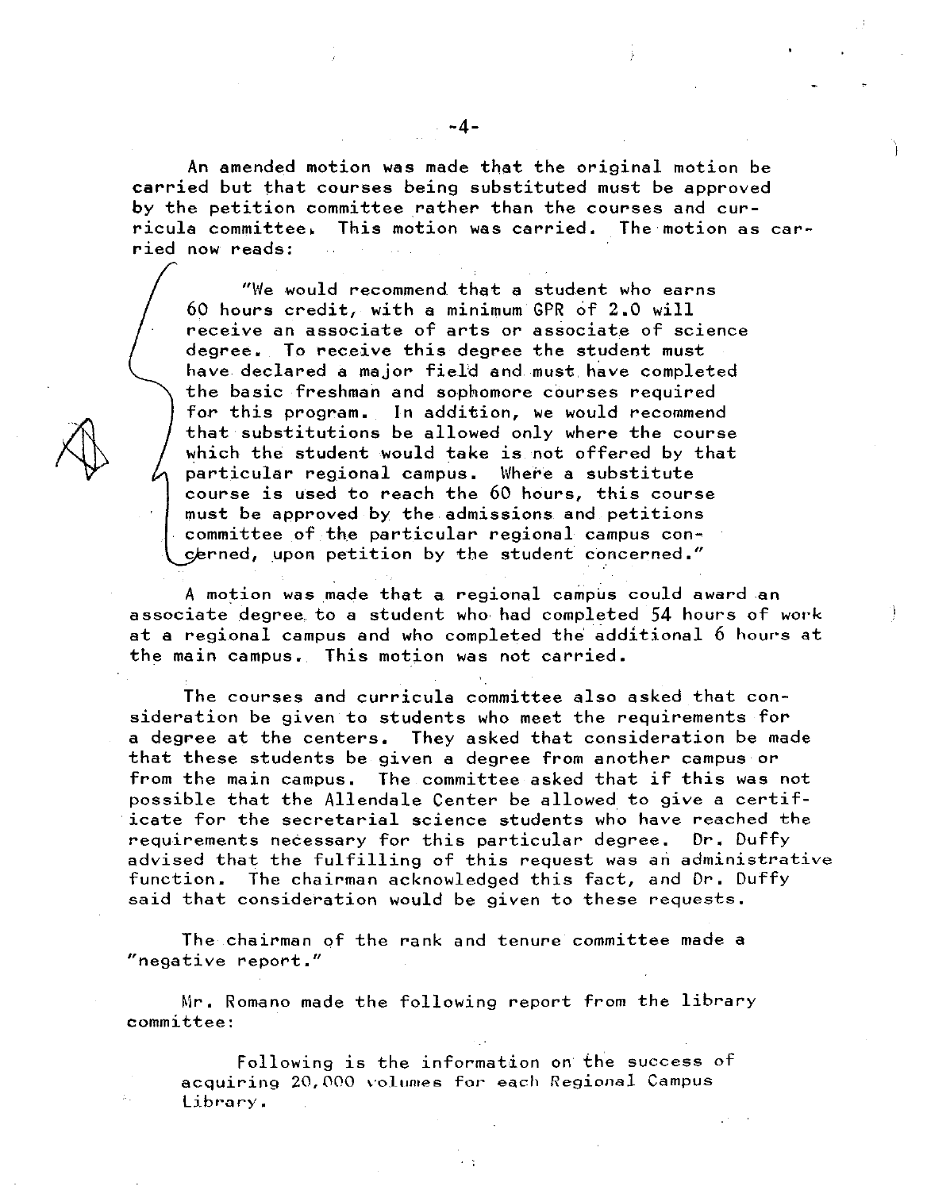An amended motion was made that the original motion be carried but that courses being substituted must be approved by the petition committee rather than the courses and curricula committee. This motion was carried. The motion as carried now reads:

> "We would recommend that a student who earns 60 hours credit, with a minimum GPR of 2.0 will receive an associate of arts or associate of science degree. To receive this degree the student must have declared a major field and must have completed the basic freshman and sophomore courses required for this program. In addition, we would recommend that substitutions be allowed only where the course which the student would take is not offered by that particular regional campus. Where a substitute course is used to reach the 60 hours, this course must be approved by the admissions and petitions committee of the particular regional campus concerned, upon petition by the student concerned."

A motion was made that a regional campus could award an associate degree to a student who had completed 54 hours of work at a regional campus and who completed the additional 6 hours at the main campus. This motion was not carried.

The courses and curricula committee also asked that consideration be given to students who meet the requirements for a degree at the centers. They asked that consideration be made that these students be given a degree from another campus or from the main campus. The committee asked that if this was not possible that the Allendale Center be allowed to give a certificate for the secretarial science students who have reached the requirements necessary for this particular degree. Dr. Duffy advised that the fulfilling of this request was an administrative function. The chairman acknowledged this fact, and Dr. Duffy said that consideration would be given to these requests.

The chairman of the rank and tenure committee made a "negative report."

Mr. Romano made the following report from the library committee:

> Following is the information on the success of acquiring 20,000 volumes for each Regional Campus Library.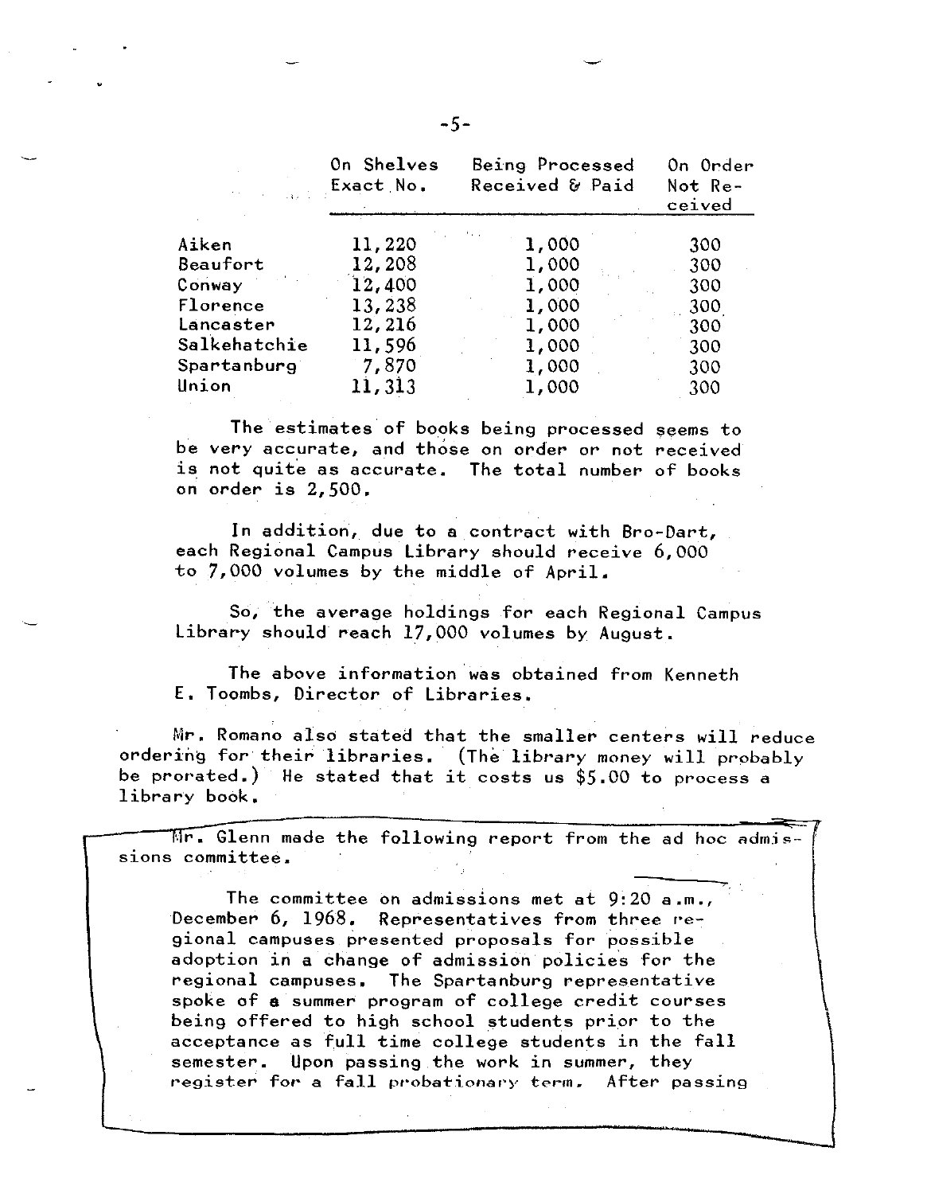| | On Shelves Exact No. | Being Processed Received & Paid | On Order Not Received |
|---|---|---|---|
| Aiken | 11,220 | 1,000 | 300 |
| Beaufort | 12,208 | 1,000 | 300 |
| Conway | 12,400 | 1,000 | 300 |
| Florence | 13,238 | 1,000 | 300 |
| Lancaster | 12,216 | 1,000 | 300 |
| Salkehatchie | 11,596 | 1,000 | 300 |
| Spartanburg | 7,870 | 1,000 | 300 |
| Union | 11,313 | 1,000 | 300 |

The estimates of books being processed seems to be very accurate, and those on order or not received is not quite as accurate. The total number of books on order is 2,500.

In addition, due to a contract with Bro-Dart, each Regional Campus Library should receive 6,000 to 7,000 volumes by the middle of April.

So, the average holdings for each Regional Campus Library should reach 17,000 volumes by August.

The above information was obtained from Kenneth E. Toombs, Director of Libraries.

Mr. Romano also stated that the smaller centers will reduce ordering for their libraries. (The library money will probably be prorated.) He stated that it costs us $5.00 to process a library book.

Mr. Glenn made the following report from the ad hoc admissions committee.

The committee on admissions met at 9:20 a.m., December 6, 1968. Representatives from three regional campuses presented proposals for possible adoption in a change of admission policies for the regional campuses. The Spartanburg representative spoke of a summer program of college credit courses being offered to high school students prior to the acceptance as full time college students in the fall semester. Upon passing the work in summer, they register for a fall probationary term. After passing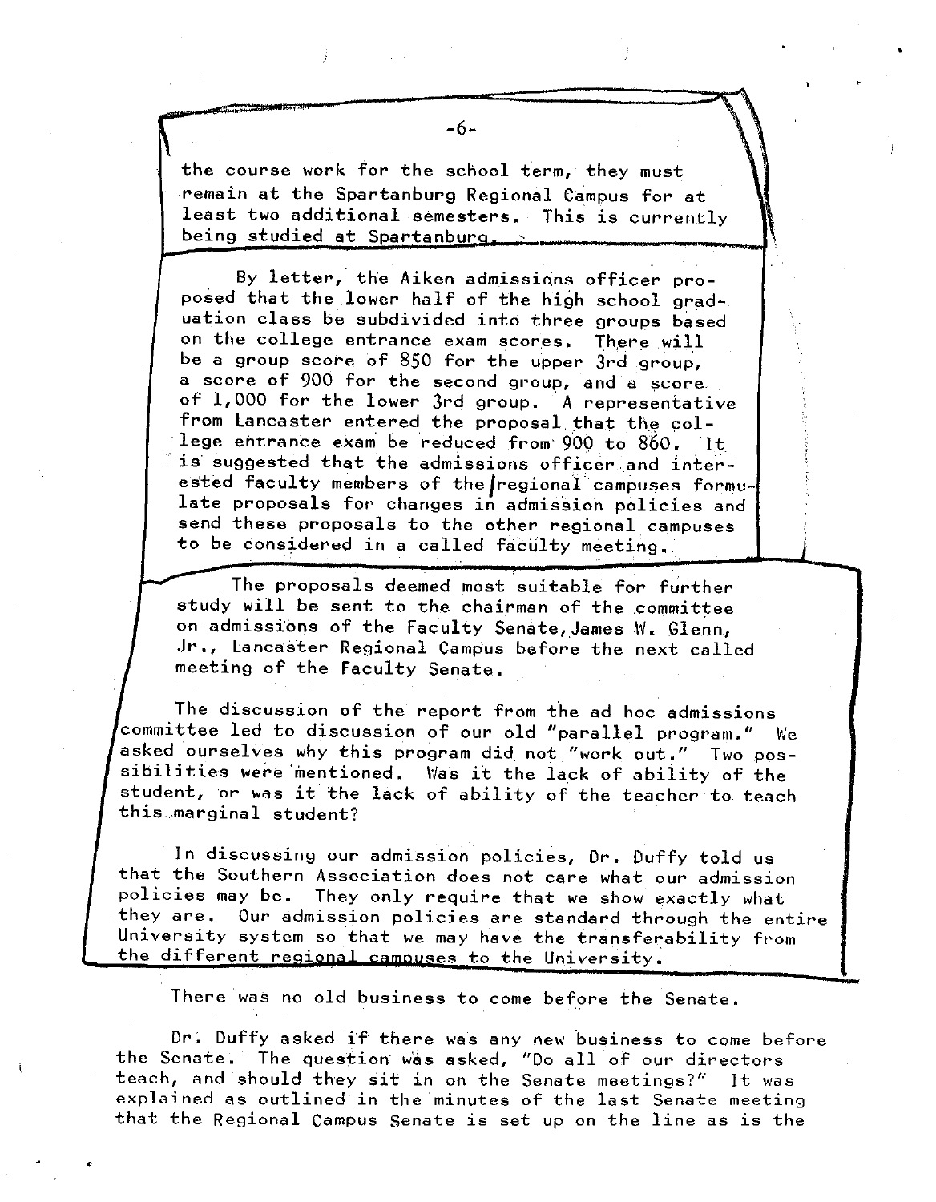the course work for the school term, they must remain at the Spartanburg Regional Campus for at least two additional semesters. This is currently being studied at Spartanburg.

By letter, the Aiken admissions officer proposed that the lower half of the high school graduation class be subdivided into three groups based on the college entrance exam scores. There will be a group score of 850 for the upper 3rd group, a score of 900 for the second group, and a score of 1,000 for the lower 3rd group. A representative from Lancaster entered the proposal that the college entrance exam be reduced from 900 to 860. It is suggested that the admissions officer and interested faculty members of the regional campuses formulate proposals for changes in admission policies and send these proposals to the other regional campuses to be considered in a called faculty meeting.

The proposals deemed most suitable for further study will be sent to the chairman of the committee on admissions of the Faculty Senate, James W. Glenn, Jr., Lancaster Regional Campus before the next called meeting of the Faculty Senate.

The discussion of the report from the ad hoc admissions committee led to discussion of our old "parallel program." We asked ourselves why this program did not "work out." Two possibilities were mentioned. Was it the lack of ability of the student, or was it the lack of ability of the teacher to teach this marginal student?

In discussing our admission policies, Dr. Duffy told us that the Southern Association does not care what our admission policies may be. They only require that we show exactly what they are. Our admission policies are standard through the entire University system so that we may have the transferability from the different regional campuses to the University.

There was no old business to come before the Senate.

Dr. Duffy asked if there was any new business to come before the Senate. The question was asked, "Do all of our directors teach, and should they sit in on the Senate meetings?" It was explained as outlined in the minutes of the last Senate meeting that the Regional Campus Senate is set up on the line as is the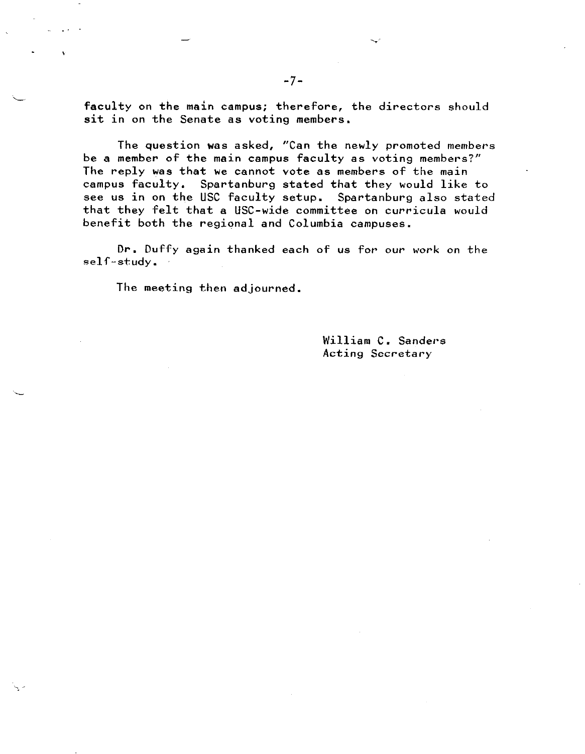faculty on the main campus; therefore, the directors should sit in on the Senate as voting members.

The question was asked, "Can the newly promoted members be a member of the main campus faculty as voting members?" The reply was that we cannot vote as members of the main campus faculty. Spartanburg stated that they would like to see us in on the USC faculty setup. Spartanburg also stated that they felt that a USC-wide committee on curricula would benefit both the regional and Columbia campuses.

Dr. Duffy again thanked each of us for our work on the self-study.

The meeting then adjourned.

William C. Sanders
Acting Secretary